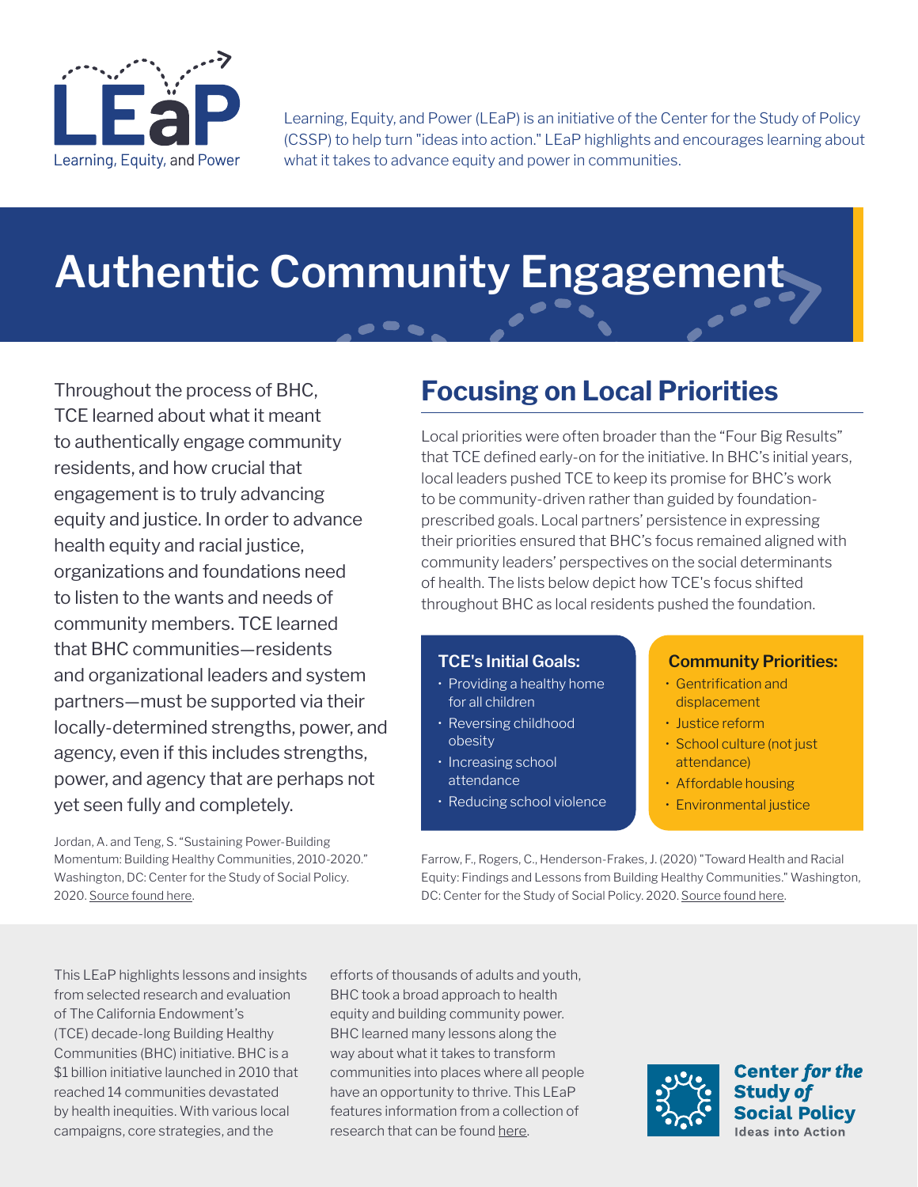LEaP
Learning, Equity, and Power

Learning, Equity, and Power (LEaP) is an initiative of the Center for the Study of Policy (CSSP) to help turn "ideas into action." LEaP highlights and encourages learning about what it takes to advance equity and power in communities.

# Authentic Community Engagement

Throughout the process of BHC, TCE learned about what it meant to authentically engage community residents, and how crucial that engagement is to truly advancing equity and justice. In order to advance health equity and racial justice, organizations and foundations need to listen to the wants and needs of community members. TCE learned that BHC communities—residents and organizational leaders and system partners—must be supported via their locally-determined strengths, power, and agency, even if this includes strengths, power, and agency that are perhaps not yet seen fully and completely.

Jordan, A. and Teng, S. "Sustaining Power-Building Momentum: Building Healthy Communities, 2010-2020." Washington, DC: Center for the Study of Social Policy. 2020. Source found here.

## Focusing on Local Priorities

Local priorities were often broader than the "Four Big Results" that TCE defined early-on for the initiative. In BHC's initial years, local leaders pushed TCE to keep its promise for BHC's work to be community-driven rather than guided by foundation-prescribed goals. Local partners' persistence in expressing their priorities ensured that BHC's focus remained aligned with community leaders' perspectives on the social determinants of health. The lists below depict how TCE's focus shifted throughout BHC as local residents pushed the foundation.

### TCE's Initial Goals:

- Providing a healthy home for all children
- Reversing childhood obesity
- Increasing school attendance
- Reducing school violence

### Community Priorities:

- Gentrification and displacement
- Justice reform
- School culture (not just attendance)
- Affordable housing
- Environmental justice

Farrow, F., Rogers, C., Henderson-Frakes, J. (2020) "Toward Health and Racial Equity: Findings and Lessons from Building Healthy Communities." Washington, DC: Center for the Study of Social Policy. 2020. Source found here.

This LEaP highlights lessons and insights from selected research and evaluation of The California Endowment's (TCE) decade-long Building Healthy Communities (BHC) initiative. BHC is a $1 billion initiative launched in 2010 that reached 14 communities devastated by health inequities. With various local campaigns, core strategies, and the efforts of thousands of adults and youth, BHC took a broad approach to health equity and building community power. BHC learned many lessons along the way about what it takes to transform communities into places where all people have an opportunity to thrive. This LEaP features information from a collection of research that can be found here.

Center for the Study of Social Policy
Ideas into Action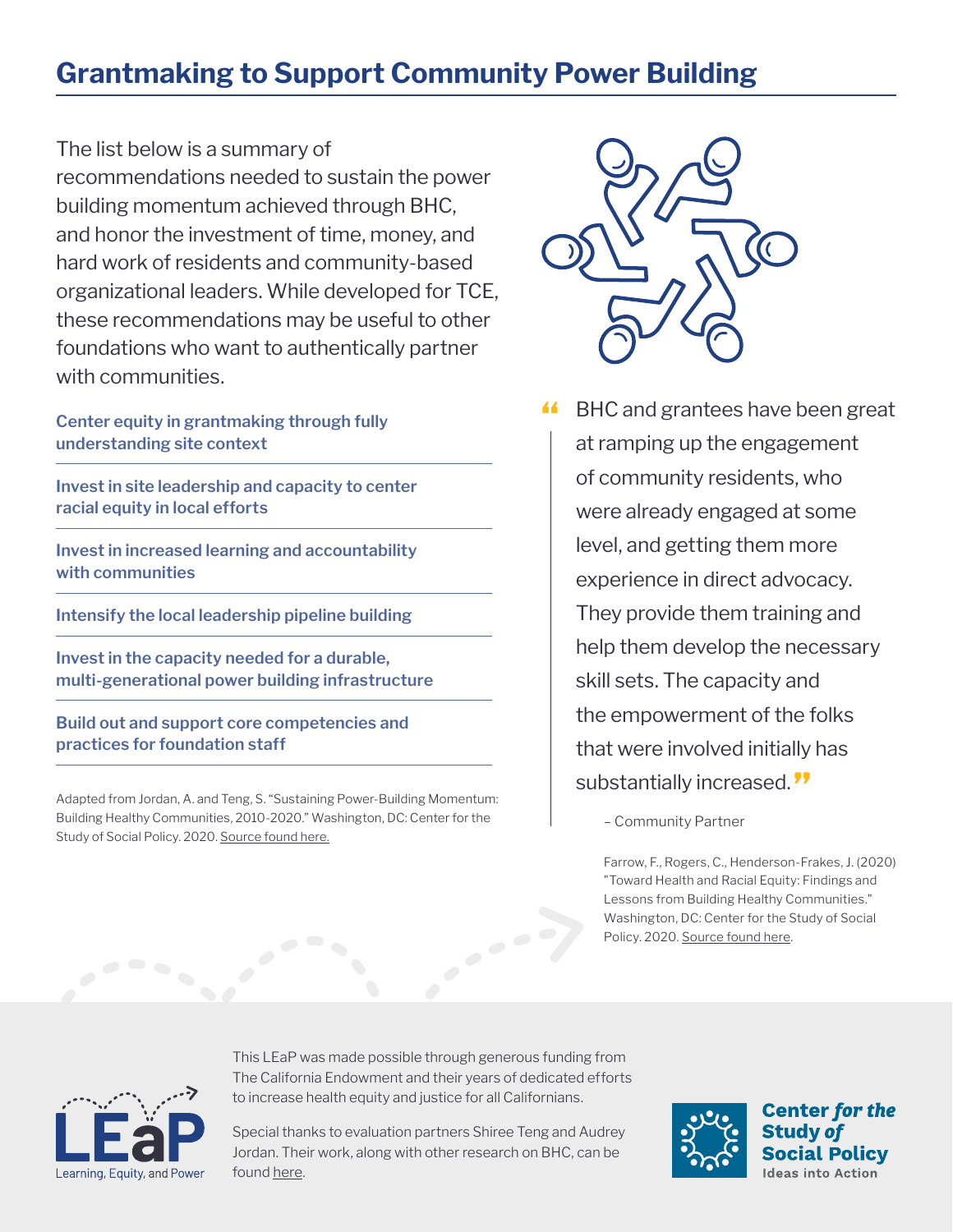# Grantmaking to Support Community Power Building

The list below is a summary of recommendations needed to sustain the power building momentum achieved through BHC, and honor the investment of time, money, and hard work of residents and community-based organizational leaders. While developed for TCE, these recommendations may be useful to other foundations who want to authentically partner with communities.

**Center equity in grantmaking through fully understanding site context**

**Invest in site leadership and capacity to center racial equity in local efforts**

**Invest in increased learning and accountability with communities**

**Intensify the local leadership pipeline building**

**Invest in the capacity needed for a durable, multi-generational power building infrastructure**

**Build out and support core competencies and practices for foundation staff**

Adapted from Jordan, A. and Teng, S. "Sustaining Power-Building Momentum: Building Healthy Communities, 2010-2020." Washington, DC: Center for the Study of Social Policy. 2020. Source found here.

> "BHC and grantees have been great at ramping up the engagement of community residents, who were already engaged at some level, and getting them more experience in direct advocacy. They provide them training and help them develop the necessary skill sets. The capacity and the empowerment of the folks that were involved initially has substantially increased."
>
> – Community Partner

Farrow, F., Rogers, C., Henderson-Frakes, J. (2020) "Toward Health and Racial Equity: Findings and Lessons from Building Healthy Communities." Washington, DC: Center for the Study of Social Policy. 2020. Source found here.

LEaP – Learning, Equity, and Power

This LEaP was made possible through generous funding from The California Endowment and their years of dedicated efforts to increase health equity and justice for all Californians.

Special thanks to evaluation partners Shiree Teng and Audrey Jordan. Their work, along with other research on BHC, can be found here.

Center for the Study of Social Policy – Ideas into Action